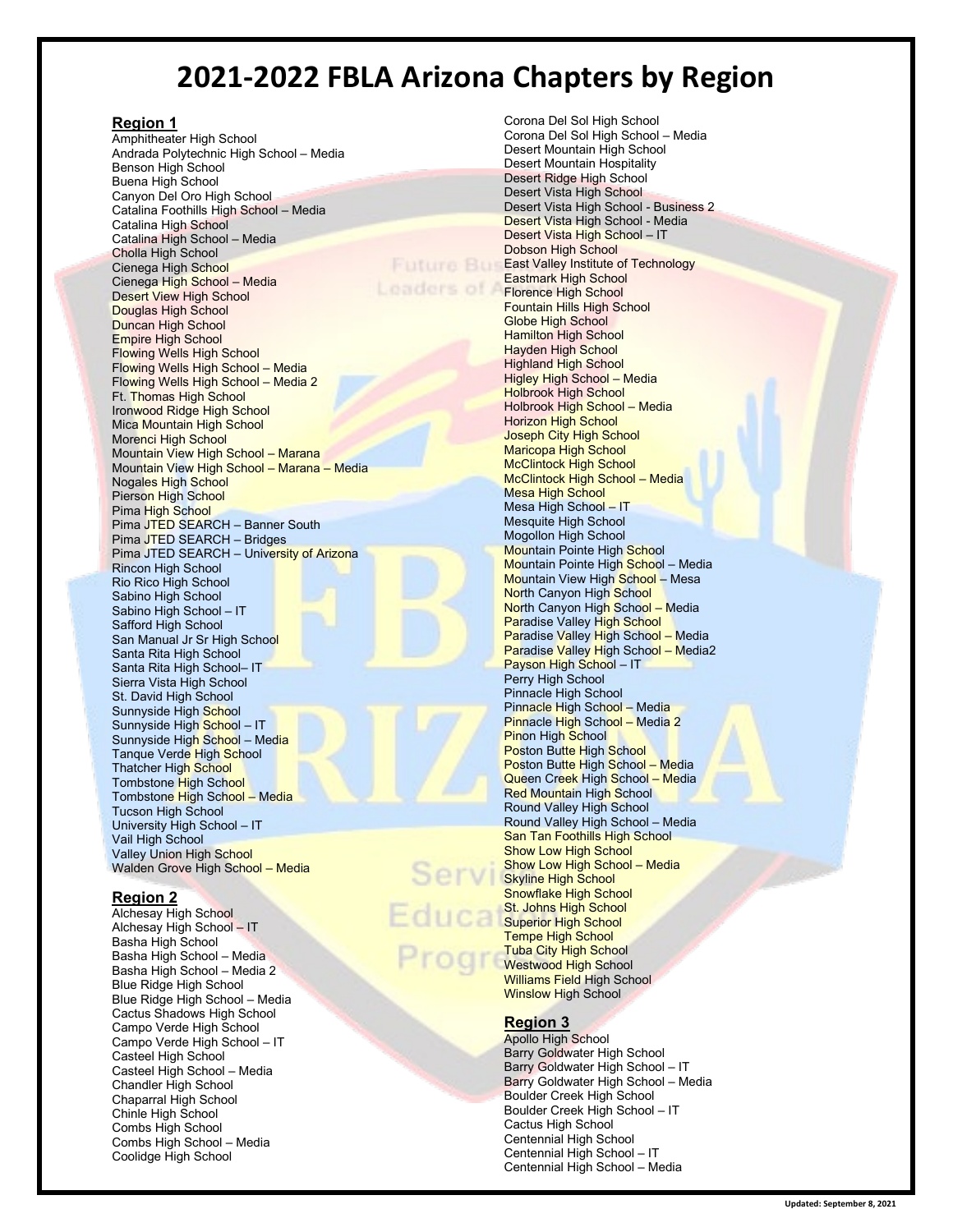# 2021-2022 FBLA Arizona Chapters by Region

## Region 1

Amphitheater High School
Andrada Polytechnic High School – Media
Benson High School
Buena High School
Canyon Del Oro High School
Catalina Foothills High School – Media
Catalina High School
Catalina High School – Media
Cholla High School
Cienega High School
Cienega High School – Media
Desert View High School
Douglas High School
Duncan High School
Empire High School
Flowing Wells High School
Flowing Wells High School – Media
Flowing Wells High School – Media 2
Ft. Thomas High School
Ironwood Ridge High School
Mica Mountain High School
Morenci High School
Mountain View High School – Marana
Mountain View High School – Marana – Media
Nogales High School
Pierson High School
Pima High School
Pima JTED SEARCH – Banner South
Pima JTED SEARCH – Bridges
Pima JTED SEARCH – University of Arizona
Rincon High School
Rio Rico High School
Sabino High School
Sabino High School – IT
Safford High School
San Manual Jr Sr High School
Santa Rita High School
Santa Rita High School– IT
Sierra Vista High School
St. David High School
Sunnyside High School
Sunnyside High School – IT
Sunnyside High School – Media
Tanque Verde High School
Thatcher High School
Tombstone High School
Tombstone High School – Media
Tucson High School
University High School – IT
Vail High School
Valley Union High School
Walden Grove High School – Media

## Region 2

Alchesay High School
Alchesay High School – IT
Basha High School
Basha High School – Media
Basha High School – Media 2
Blue Ridge High School
Blue Ridge High School – Media
Cactus Shadows High School
Campo Verde High School
Campo Verde High School – IT
Casteel High School
Casteel High School – Media
Chandler High School
Chaparral High School
Chinle High School
Combs High School
Combs High School – Media
Coolidge High School
Corona Del Sol High School
Corona Del Sol High School – Media
Desert Mountain High School
Desert Mountain Hospitality
Desert Ridge High School
Desert Vista High School
Desert Vista High School - Business 2
Desert Vista High School - Media
Desert Vista High School – IT
Dobson High School
East Valley Institute of Technology
Eastmark High School
Florence High School
Fountain Hills High School
Globe High School
Hamilton High School
Hayden High School
Highland High School
Higley High School – Media
Holbrook High School
Holbrook High School – Media
Horizon High School
Joseph City High School
Maricopa High School
McClintock High School
McClintock High School – Media
Mesa High School
Mesa High School – IT
Mesquite High School
Mogollon High School
Mountain Pointe High School
Mountain Pointe High School – Media
Mountain View High School – Mesa
North Canyon High School
North Canyon High School – Media
Paradise Valley High School
Paradise Valley High School – Media
Paradise Valley High School – Media2
Payson High School – IT
Perry High School
Pinnacle High School
Pinnacle High School – Media
Pinnacle High School – Media 2
Pinon High School
Poston Butte High School
Poston Butte High School – Media
Queen Creek High School – Media
Red Mountain High School
Round Valley High School
Round Valley High School – Media
San Tan Foothills High School
Show Low High School
Show Low High School – Media
Skyline High School
Snowflake High School
St. Johns High School
Superior High School
Tempe High School
Tuba City High School
Westwood High School
Williams Field High School
Winslow High School

## Region 3

Apollo High School
Barry Goldwater High School
Barry Goldwater High School – IT
Barry Goldwater High School – Media
Boulder Creek High School
Boulder Creek High School – IT
Cactus High School
Centennial High School
Centennial High School – IT
Centennial High School – Media

Updated: September 8, 2021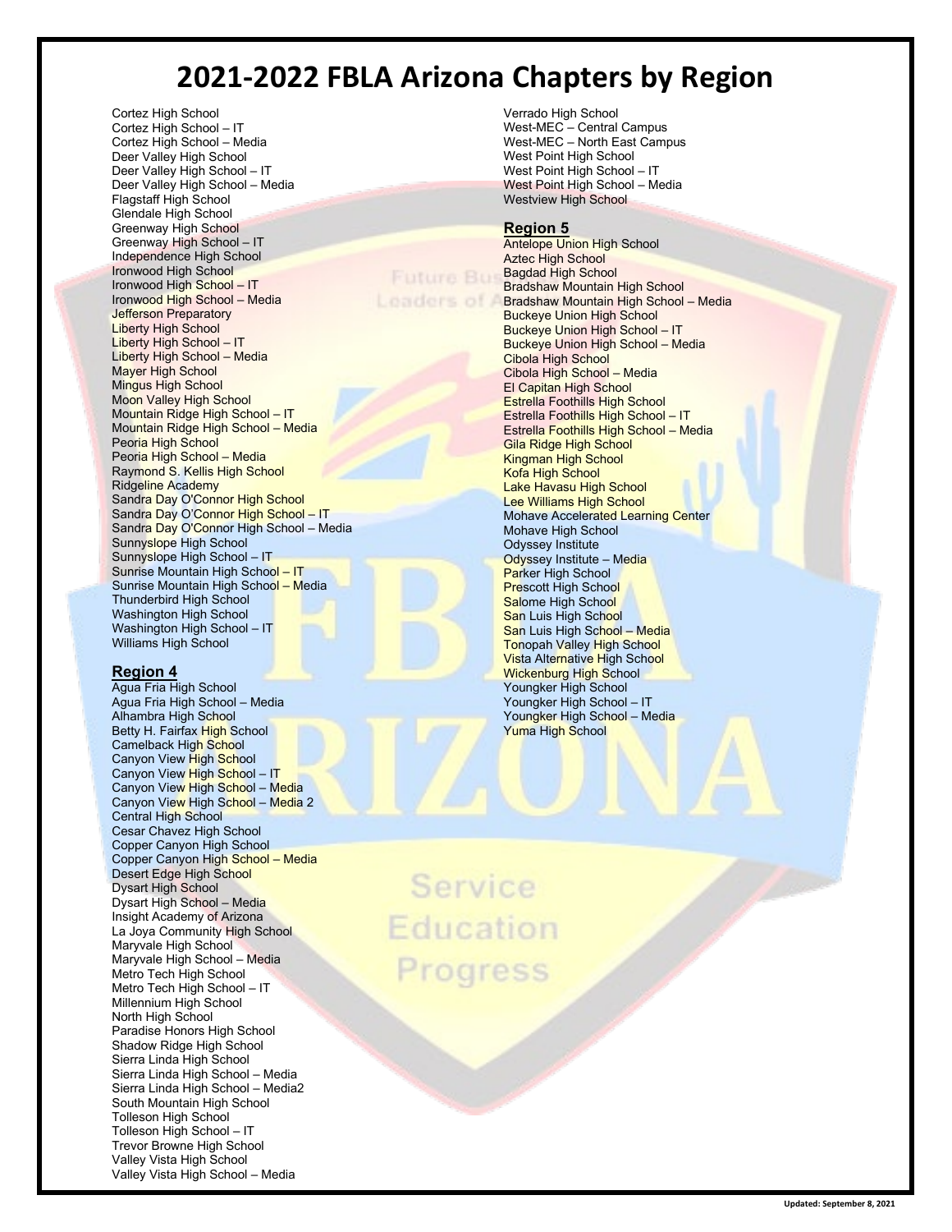# 2021-2022 FBLA Arizona Chapters by Region

Cortez High School
Cortez High School – IT
Cortez High School – Media
Deer Valley High School
Deer Valley High School – IT
Deer Valley High School – Media
Flagstaff High School
Glendale High School
Greenway High School
Greenway High School – IT
Independence High School
Ironwood High School
Ironwood High School – IT
Ironwood High School – Media
Jefferson Preparatory
Liberty High School
Liberty High School – IT
Liberty High School – Media
Mayer High School
Mingus High School
Moon Valley High School
Mountain Ridge High School – IT
Mountain Ridge High School – Media
Peoria High School
Peoria High School – Media
Raymond S. Kellis High School
Ridgeline Academy
Sandra Day O'Connor High School
Sandra Day O'Connor High School – IT
Sandra Day O'Connor High School – Media
Sunnyslope High School
Sunnyslope High School – IT
Sunrise Mountain High School – IT
Sunrise Mountain High School – Media
Thunderbird High School
Washington High School
Washington High School – IT
Williams High School

## Region 4

Agua Fria High School
Agua Fria High School – Media
Alhambra High School
Betty H. Fairfax High School
Camelback High School
Canyon View High School
Canyon View High School – IT
Canyon View High School – Media
Canyon View High School – Media 2
Central High School
Cesar Chavez High School
Copper Canyon High School
Copper Canyon High School – Media
Desert Edge High School
Dysart High School
Dysart High School – Media
Insight Academy of Arizona
La Joya Community High School
Maryvale High School
Maryvale High School – Media
Metro Tech High School
Metro Tech High School – IT
Millennium High School
North High School
Paradise Honors High School
Shadow Ridge High School
Sierra Linda High School
Sierra Linda High School – Media
Sierra Linda High School – Media2
South Mountain High School
Tolleson High School
Tolleson High School – IT
Trevor Browne High School
Valley Vista High School
Valley Vista High School – Media
Verrado High School
West-MEC – Central Campus
West-MEC – North East Campus
West Point High School
West Point High School – IT
West Point High School – Media
Westview High School

## Region 5

Antelope Union High School
Aztec High School
Bagdad High School
Bradshaw Mountain High School
Bradshaw Mountain High School – Media
Buckeye Union High School
Buckeye Union High School – IT
Buckeye Union High School – Media
Cibola High School
Cibola High School – Media
El Capitan High School
Estrella Foothills High School
Estrella Foothills High School – IT
Estrella Foothills High School – Media
Gila Ridge High School
Kingman High School
Kofa High School
Lake Havasu High School
Lee Williams High School
Mohave Accelerated Learning Center
Mohave High School
Odyssey Institute
Odyssey Institute – Media
Parker High School
Prescott High School
Salome High School
San Luis High School
San Luis High School – Media
Tonopah Valley High School
Vista Alternative High School
Wickenburg High School
Youngker High School
Youngker High School – IT
Youngker High School – Media
Yuma High School

**Updated: September 8, 2021**